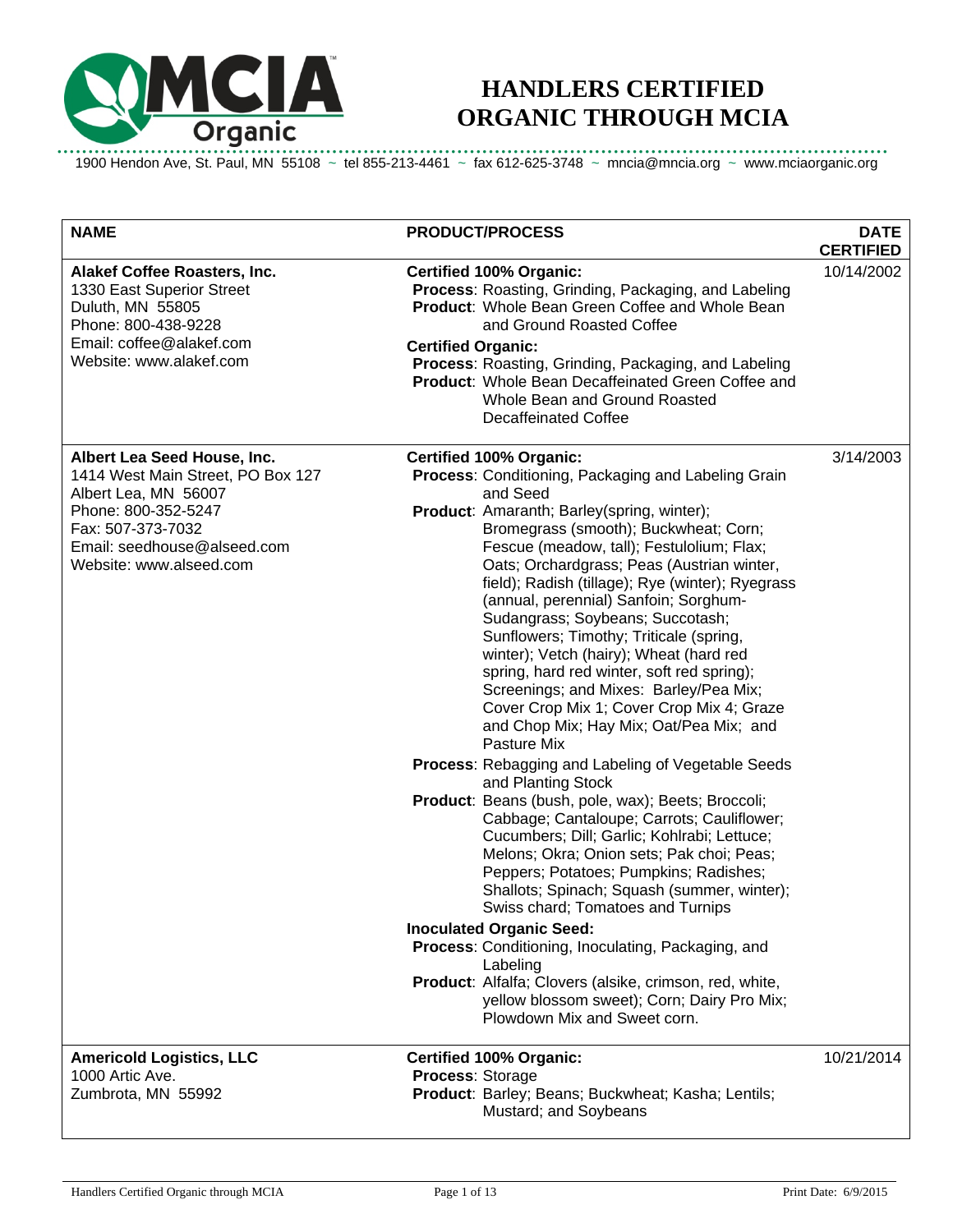# HANDLERS CERTIFIED ORGANIC THROUGH MCIA

1900 Hendon Ave, St. Paul, MN 55108 ~ tel 855-213-4461 ~ fax 612-625-3748 ~ mncia@mncia.org ~ www.mciaorganic.org

| NAME | PRODUCT/PROCESS | DATE CERTIFIED |
|---|---|---|
| **Alakef Coffee Roasters, Inc.**<br>1330 East Superior Street<br>Duluth, MN 55805<br>Phone: 800-438-9228<br>Email: coffee@alakef.com<br>Website: www.alakef.com | **Certified 100% Organic:**<br>**Process**: Roasting, Grinding, Packaging, and Labeling<br>**Product**: Whole Bean Green Coffee and Whole Bean and Ground Roasted Coffee<br>**Certified Organic:**<br>**Process**: Roasting, Grinding, Packaging, and Labeling<br>**Product**: Whole Bean Decaffeinated Green Coffee and Whole Bean and Ground Roasted Decaffeinated Coffee | 10/14/2002 |
| **Albert Lea Seed House, Inc.**<br>1414 West Main Street, PO Box 127<br>Albert Lea, MN 56007<br>Phone: 800-352-5247<br>Fax: 507-373-7032<br>Email: seedhouse@alseed.com<br>Website: www.alseed.com | **Certified 100% Organic:**<br>**Process**: Conditioning, Packaging and Labeling Grain and Seed<br>**Product**: Amaranth; Barley(spring, winter); Bromegrass (smooth); Buckwheat; Corn; Fescue (meadow, tall); Festulolium; Flax; Oats; Orchardgrass; Peas (Austrian winter, field); Radish (tillage); Rye (winter); Ryegrass (annual, perennial) Sanfoin; Sorghum-Sudangrass; Soybeans; Succotash; Sunflowers; Timothy; Triticale (spring, winter); Vetch (hairy); Wheat (hard red spring, hard red winter, soft red spring); Screenings; and Mixes: Barley/Pea Mix; Cover Crop Mix 1; Cover Crop Mix 4; Graze and Chop Mix; Hay Mix; Oat/Pea Mix; and Pasture Mix<br>**Process**: Rebagging and Labeling of Vegetable Seeds and Planting Stock<br>**Product**: Beans (bush, pole, wax); Beets; Broccoli; Cabbage; Cantaloupe; Carrots; Cauliflower; Cucumbers; Dill; Garlic; Kohlrabi; Lettuce; Melons; Okra; Onion sets; Pak choi; Peas; Peppers; Potatoes; Pumpkins; Radishes; Shallots; Spinach; Squash (summer, winter); Swiss chard; Tomatoes and Turnips<br>**Inoculated Organic Seed:**<br>**Process**: Conditioning, Inoculating, Packaging, and Labeling<br>**Product**: Alfalfa; Clovers (alsike, crimson, red, white, yellow blossom sweet); Corn; Dairy Pro Mix; Plowdown Mix and Sweet corn. | 3/14/2003 |
| **Americold Logistics, LLC**<br>1000 Artic Ave.<br>Zumbrota, MN 55992 | **Certified 100% Organic:**<br>**Process**: Storage<br>**Product**: Barley; Beans; Buckwheat; Kasha; Lentils; Mustard; and Soybeans | 10/21/2014 |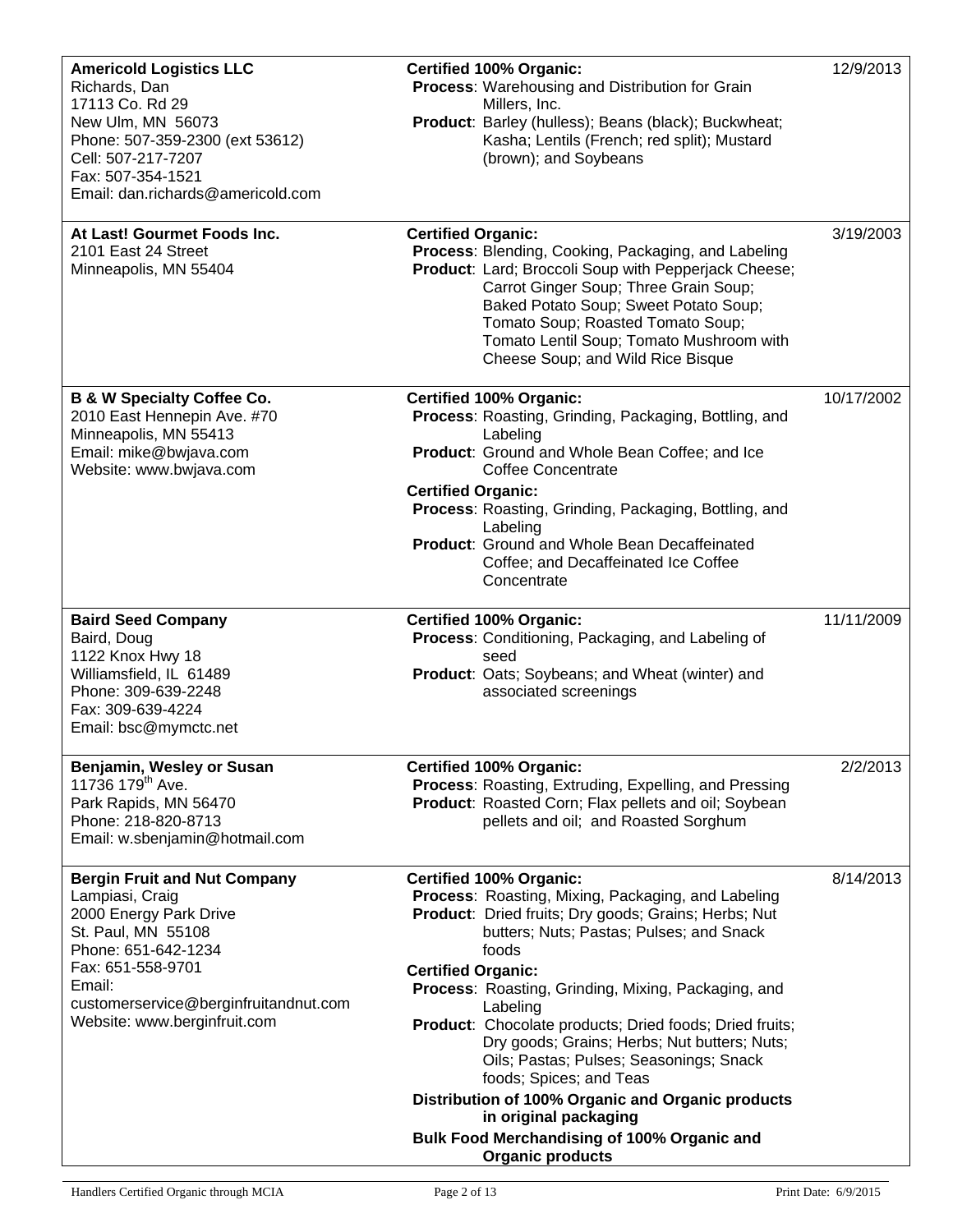| | | |
|---|---|---|
| **Americold Logistics LLC**<br>Richards, Dan<br>17113 Co. Rd 29<br>New Ulm, MN 56073<br>Phone: 507-359-2300 (ext 53612)<br>Cell: 507-217-7207<br>Fax: 507-354-1521<br>Email: dan.richards@americold.com | **Certified 100% Organic:**<br>**Process**: Warehousing and Distribution for Grain Millers, Inc.<br>**Product**: Barley (hulless); Beans (black); Buckwheat; Kasha; Lentils (French; red split); Mustard (brown); and Soybeans | 12/9/2013 |
| **At Last! Gourmet Foods Inc.**<br>2101 East 24 Street<br>Minneapolis, MN 55404 | **Certified Organic:**<br>**Process**: Blending, Cooking, Packaging, and Labeling<br>**Product**: Lard; Broccoli Soup with Pepperjack Cheese; Carrot Ginger Soup; Three Grain Soup; Baked Potato Soup; Sweet Potato Soup; Tomato Soup; Roasted Tomato Soup; Tomato Lentil Soup; Tomato Mushroom with Cheese Soup; and Wild Rice Bisque | 3/19/2003 |
| **B & W Specialty Coffee Co.**<br>2010 East Hennepin Ave. #70<br>Minneapolis, MN 55413<br>Email: mike@bwjava.com<br>Website: www.bwjava.com | **Certified 100% Organic:**<br>**Process**: Roasting, Grinding, Packaging, Bottling, and Labeling<br>**Product**: Ground and Whole Bean Coffee; and Ice Coffee Concentrate<br>**Certified Organic:**<br>**Process**: Roasting, Grinding, Packaging, Bottling, and Labeling<br>**Product**: Ground and Whole Bean Decaffeinated Coffee; and Decaffeinated Ice Coffee Concentrate | 10/17/2002 |
| **Baird Seed Company**<br>Baird, Doug<br>1122 Knox Hwy 18<br>Williamsfield, IL 61489<br>Phone: 309-639-2248<br>Fax: 309-639-4224<br>Email: bsc@mymctc.net | **Certified 100% Organic:**<br>**Process**: Conditioning, Packaging, and Labeling of seed<br>**Product**: Oats; Soybeans; and Wheat (winter) and associated screenings | 11/11/2009 |
| **Benjamin, Wesley or Susan**<br>11736 179th Ave.<br>Park Rapids, MN 56470<br>Phone: 218-820-8713<br>Email: w.sbenjamin@hotmail.com | **Certified 100% Organic:**<br>**Process**: Roasting, Extruding, Expelling, and Pressing<br>**Product**: Roasted Corn; Flax pellets and oil; Soybean pellets and oil; and Roasted Sorghum | 2/2/2013 |
| **Bergin Fruit and Nut Company**<br>Lampiasi, Craig<br>2000 Energy Park Drive<br>St. Paul, MN 55108<br>Phone: 651-642-1234<br>Fax: 651-558-9701<br>Email: customerservice@berginfruitandnut.com<br>Website: www.berginfruit.com | **Certified 100% Organic:**<br>**Process**: Roasting, Mixing, Packaging, and Labeling<br>**Product**: Dried fruits; Dry goods; Grains; Herbs; Nut butters; Nuts; Pastas; Pulses; and Snack foods<br>**Certified Organic:**<br>**Process**: Roasting, Grinding, Mixing, Packaging, and Labeling<br>**Product**: Chocolate products; Dried foods; Dried fruits; Dry goods; Grains; Herbs; Nut butters; Nuts; Oils; Pastas; Pulses; Seasonings; Snack foods; Spices; and Teas<br>**Distribution of 100% Organic and Organic products in original packaging**<br>**Bulk Food Merchandising of 100% Organic and Organic products** | 8/14/2013 |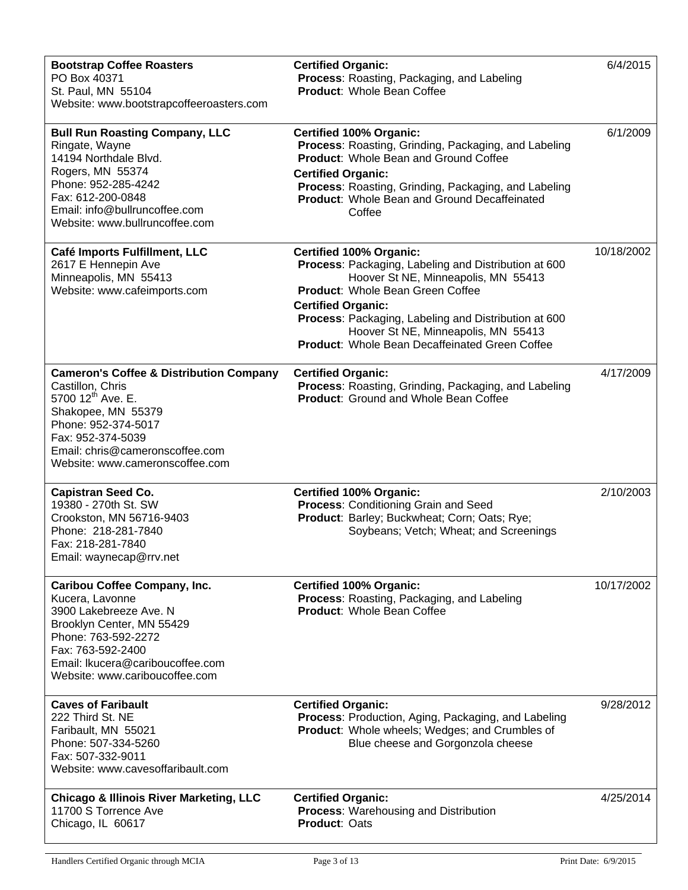| | | |
|---|---|---|
| **Bootstrap Coffee Roasters**<br>PO Box 40371<br>St. Paul, MN 55104<br>Website: www.bootstrapcoffeeroasters.com | **Certified Organic:**<br>**Process**: Roasting, Packaging, and Labeling<br>**Product**: Whole Bean Coffee | 6/4/2015 |
| **Bull Run Roasting Company, LLC**<br>Ringate, Wayne<br>14194 Northdale Blvd.<br>Rogers, MN 55374<br>Phone: 952-285-4242<br>Fax: 612-200-0848<br>Email: info@bullruncoffee.com<br>Website: www.bullruncoffee.com | **Certified 100% Organic:**<br>**Process**: Roasting, Grinding, Packaging, and Labeling<br>**Product**: Whole Bean and Ground Coffee<br>**Certified Organic:**<br>**Process**: Roasting, Grinding, Packaging, and Labeling<br>**Product**: Whole Bean and Ground Decaffeinated Coffee | 6/1/2009 |
| **Café Imports Fulfillment, LLC**<br>2617 E Hennepin Ave<br>Minneapolis, MN 55413<br>Website: www.cafeimports.com | **Certified 100% Organic:**<br>**Process**: Packaging, Labeling and Distribution at 600 Hoover St NE, Minneapolis, MN 55413<br>**Product**: Whole Bean Green Coffee<br>**Certified Organic:**<br>**Process**: Packaging, Labeling and Distribution at 600 Hoover St NE, Minneapolis, MN 55413<br>**Product**: Whole Bean Decaffeinated Green Coffee | 10/18/2002 |
| **Cameron's Coffee & Distribution Company**<br>Castillon, Chris<br>5700 12th Ave. E.<br>Shakopee, MN 55379<br>Phone: 952-374-5017<br>Fax: 952-374-5039<br>Email: chris@cameronscoffee.com<br>Website: www.cameronscoffee.com | **Certified Organic:**<br>**Process**: Roasting, Grinding, Packaging, and Labeling<br>**Product**: Ground and Whole Bean Coffee | 4/17/2009 |
| **Capistran Seed Co.**<br>19380 - 270th St. SW<br>Crookston, MN 56716-9403<br>Phone: 218-281-7840<br>Fax: 218-281-7840<br>Email: waynecap@rrv.net | **Certified 100% Organic:**<br>**Process**: Conditioning Grain and Seed<br>**Product**: Barley; Buckwheat; Corn; Oats; Rye; Soybeans; Vetch; Wheat; and Screenings | 2/10/2003 |
| **Caribou Coffee Company, Inc.**<br>Kucera, Lavonne<br>3900 Lakebreeze Ave. N<br>Brooklyn Center, MN 55429<br>Phone: 763-592-2272<br>Fax: 763-592-2400<br>Email: lkucera@cariboucoffee.com<br>Website: www.cariboucoffee.com | **Certified 100% Organic:**<br>**Process**: Roasting, Packaging, and Labeling<br>**Product**: Whole Bean Coffee | 10/17/2002 |
| **Caves of Faribault**<br>222 Third St. NE<br>Faribault, MN 55021<br>Phone: 507-334-5260<br>Fax: 507-332-9011<br>Website: www.cavesoffaribault.com | **Certified Organic:**<br>**Process**: Production, Aging, Packaging, and Labeling<br>**Product**: Whole wheels; Wedges; and Crumbles of Blue cheese and Gorgonzola cheese | 9/28/2012 |
| **Chicago & Illinois River Marketing, LLC**<br>11700 S Torrence Ave<br>Chicago, IL 60617 | **Certified Organic:**<br>**Process**: Warehousing and Distribution<br>**Product**: Oats | 4/25/2014 |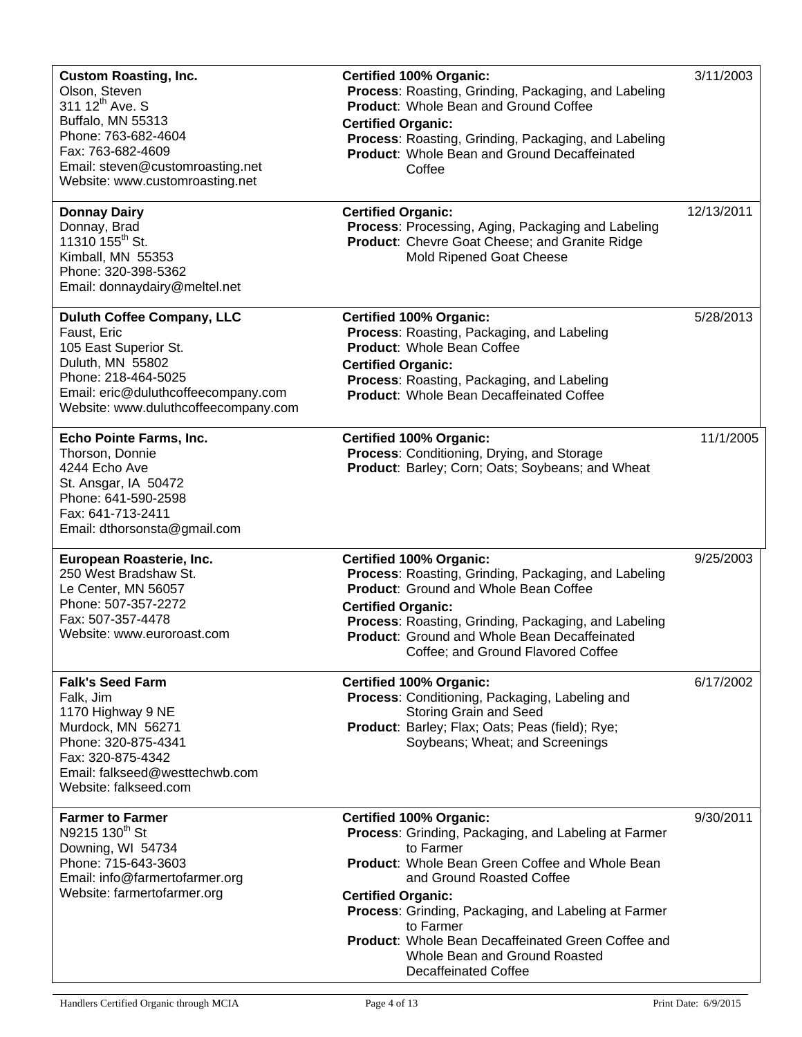| | | |
|---|---|---|
| **Custom Roasting, Inc.**<br>Olson, Steven<br>311 12th Ave. S<br>Buffalo, MN 55313<br>Phone: 763-682-4604<br>Fax: 763-682-4609<br>Email: steven@customroasting.net<br>Website: www.customroasting.net | **Certified 100% Organic:**<br>**Process**: Roasting, Grinding, Packaging, and Labeling<br>**Product**: Whole Bean and Ground Coffee<br>**Certified Organic:**<br>**Process**: Roasting, Grinding, Packaging, and Labeling<br>**Product**: Whole Bean and Ground Decaffeinated Coffee | 3/11/2003 |
| **Donnay Dairy**<br>Donnay, Brad<br>11310 155th St.<br>Kimball, MN 55353<br>Phone: 320-398-5362<br>Email: donnaydairy@meltel.net | **Certified Organic:**<br>**Process**: Processing, Aging, Packaging and Labeling<br>**Product**: Chevre Goat Cheese; and Granite Ridge Mold Ripened Goat Cheese | 12/13/2011 |
| **Duluth Coffee Company, LLC**<br>Faust, Eric<br>105 East Superior St.<br>Duluth, MN 55802<br>Phone: 218-464-5025<br>Email: eric@duluthcoffeecompany.com<br>Website: www.duluthcoffeecompany.com | **Certified 100% Organic:**<br>**Process**: Roasting, Packaging, and Labeling<br>**Product**: Whole Bean Coffee<br>**Certified Organic:**<br>**Process**: Roasting, Packaging, and Labeling<br>**Product**: Whole Bean Decaffeinated Coffee | 5/28/2013 |
| **Echo Pointe Farms, Inc.**<br>Thorson, Donnie<br>4244 Echo Ave<br>St. Ansgar, IA 50472<br>Phone: 641-590-2598<br>Fax: 641-713-2411<br>Email: dthorsonsta@gmail.com | **Certified 100% Organic:**<br>**Process**: Conditioning, Drying, and Storage<br>**Product**: Barley; Corn; Oats; Soybeans; and Wheat | 11/1/2005 |
| **European Roasterie, Inc.**<br>250 West Bradshaw St.<br>Le Center, MN 56057<br>Phone: 507-357-2272<br>Fax: 507-357-4478<br>Website: www.euroroast.com | **Certified 100% Organic:**<br>**Process**: Roasting, Grinding, Packaging, and Labeling<br>**Product**: Ground and Whole Bean Coffee<br>**Certified Organic:**<br>**Process**: Roasting, Grinding, Packaging, and Labeling<br>**Product**: Ground and Whole Bean Decaffeinated Coffee; and Ground Flavored Coffee | 9/25/2003 |
| **Falk's Seed Farm**<br>Falk, Jim<br>1170 Highway 9 NE<br>Murdock, MN 56271<br>Phone: 320-875-4341<br>Fax: 320-875-4342<br>Email: falkseed@westtechwb.com<br>Website: falkseed.com | **Certified 100% Organic:**<br>**Process**: Conditioning, Packaging, Labeling and Storing Grain and Seed<br>**Product**: Barley; Flax; Oats; Peas (field); Rye; Soybeans; Wheat; and Screenings | 6/17/2002 |
| **Farmer to Farmer**<br>N9215 130th St<br>Downing, WI 54734<br>Phone: 715-643-3603<br>Email: info@farmertofarmer.org<br>Website: farmertofarmer.org | **Certified 100% Organic:**<br>**Process**: Grinding, Packaging, and Labeling at Farmer to Farmer<br>**Product**: Whole Bean Green Coffee and Whole Bean and Ground Roasted Coffee<br>**Certified Organic:**<br>**Process**: Grinding, Packaging, and Labeling at Farmer to Farmer<br>**Product**: Whole Bean Decaffeinated Green Coffee and Whole Bean and Ground Roasted Decaffeinated Coffee | 9/30/2011 |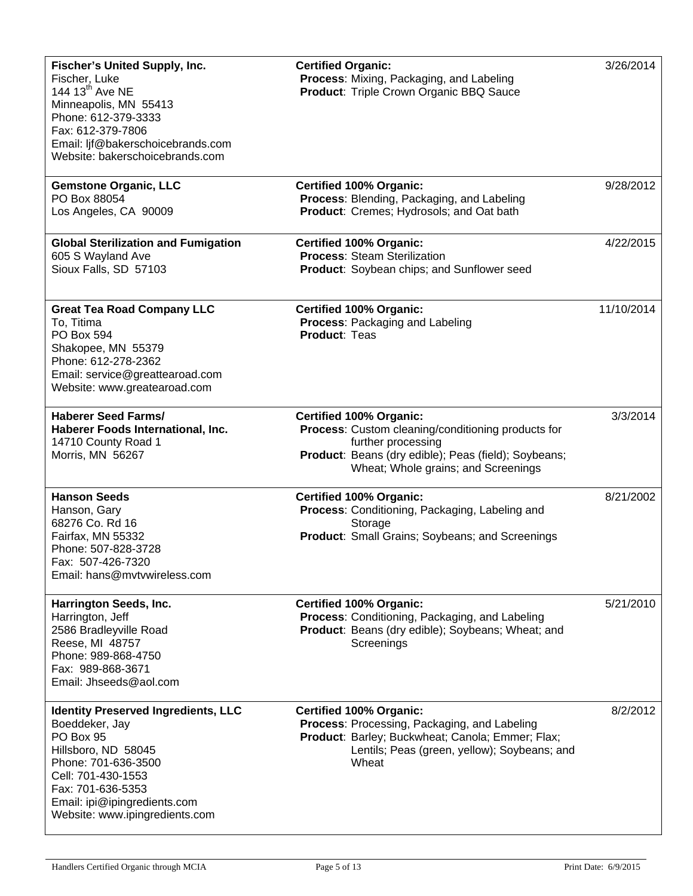| | | |
|---|---|---|
| **Fischer's United Supply, Inc.**<br>Fischer, Luke<br>144 13th Ave NE<br>Minneapolis, MN 55413<br>Phone: 612-379-3333<br>Fax: 612-379-7806<br>Email: ljf@bakerschoicebrands.com<br>Website: bakerschoicebrands.com | **Certified Organic:**<br>**Process**: Mixing, Packaging, and Labeling<br>**Product**: Triple Crown Organic BBQ Sauce | 3/26/2014 |
| **Gemstone Organic, LLC**<br>PO Box 88054<br>Los Angeles, CA 90009 | **Certified 100% Organic:**<br>**Process**: Blending, Packaging, and Labeling<br>**Product**: Cremes; Hydrosols; and Oat bath | 9/28/2012 |
| **Global Sterilization and Fumigation**<br>605 S Wayland Ave<br>Sioux Falls, SD 57103 | **Certified 100% Organic:**<br>**Process**: Steam Sterilization<br>**Product**: Soybean chips; and Sunflower seed | 4/22/2015 |
| **Great Tea Road Company LLC**<br>To, Titima<br>PO Box 594<br>Shakopee, MN 55379<br>Phone: 612-278-2362<br>Email: service@greattearoad.com<br>Website: www.greatearoad.com | **Certified 100% Organic:**<br>**Process**: Packaging and Labeling<br>**Product**: Teas | 11/10/2014 |
| **Haberer Seed Farms/**<br>**Haberer Foods International, Inc.**<br>14710 County Road 1<br>Morris, MN 56267 | **Certified 100% Organic:**<br>**Process**: Custom cleaning/conditioning products for further processing<br>**Product**: Beans (dry edible); Peas (field); Soybeans; Wheat; Whole grains; and Screenings | 3/3/2014 |
| **Hanson Seeds**<br>Hanson, Gary<br>68276 Co. Rd 16<br>Fairfax, MN 55332<br>Phone: 507-828-3728<br>Fax: 507-426-7320<br>Email: hans@mvtvwireless.com | **Certified 100% Organic:**<br>**Process**: Conditioning, Packaging, Labeling and Storage<br>**Product**: Small Grains; Soybeans; and Screenings | 8/21/2002 |
| **Harrington Seeds, Inc.**<br>Harrington, Jeff<br>2586 Bradleyville Road<br>Reese, MI 48757<br>Phone: 989-868-4750<br>Fax: 989-868-3671<br>Email: Jhseeds@aol.com | **Certified 100% Organic:**<br>**Process**: Conditioning, Packaging, and Labeling<br>**Product**: Beans (dry edible); Soybeans; Wheat; and Screenings | 5/21/2010 |
| **Identity Preserved Ingredients, LLC**<br>Boeddeker, Jay<br>PO Box 95<br>Hillsboro, ND 58045<br>Phone: 701-636-3500<br>Cell: 701-430-1553<br>Fax: 701-636-5353<br>Email: ipi@ipingredients.com<br>Website: www.ipingredients.com | **Certified 100% Organic:**<br>**Process**: Processing, Packaging, and Labeling<br>**Product**: Barley; Buckwheat; Canola; Emmer; Flax; Lentils; Peas (green, yellow); Soybeans; and Wheat | 8/2/2012 |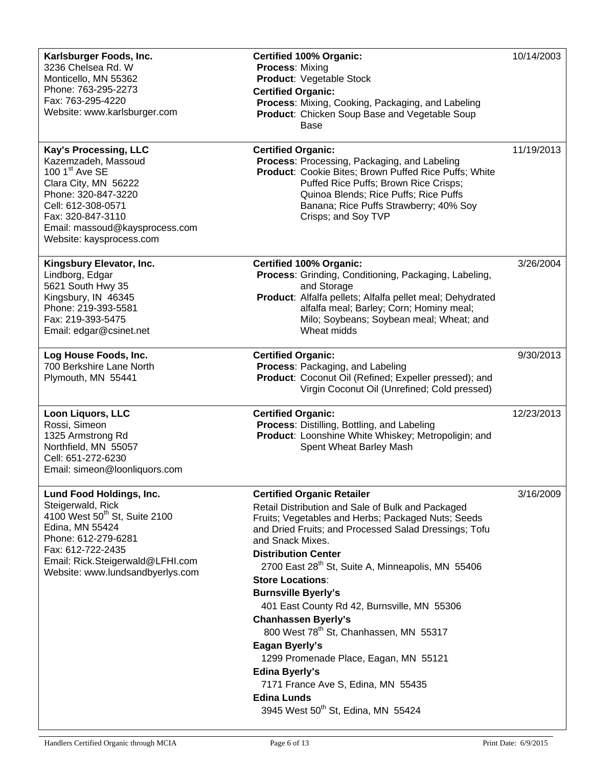| | | |
|---|---|---|
| **Karlsburger Foods, Inc.**<br>3236 Chelsea Rd. W<br>Monticello, MN 55362<br>Phone: 763-295-2273<br>Fax: 763-295-4220<br>Website: www.karlsburger.com | **Certified 100% Organic:**<br>**Process**: Mixing<br>**Product**: Vegetable Stock<br>**Certified Organic:**<br>**Process**: Mixing, Cooking, Packaging, and Labeling<br>**Product**: Chicken Soup Base and Vegetable Soup Base | 10/14/2003 |
| **Kay's Processing, LLC**<br>Kazemzadeh, Massoud<br>100 1st Ave SE<br>Clara City, MN 56222<br>Phone: 320-847-3220<br>Cell: 612-308-0571<br>Fax: 320-847-3110<br>Email: massoud@kaysprocess.com<br>Website: kaysprocess.com | **Certified Organic:**<br>**Process**: Processing, Packaging, and Labeling<br>**Product**: Cookie Bites; Brown Puffed Rice Puffs; White Puffed Rice Puffs; Brown Rice Crisps; Quinoa Blends; Rice Puffs; Rice Puffs Banana; Rice Puffs Strawberry; 40% Soy Crisps; and Soy TVP | 11/19/2013 |
| **Kingsbury Elevator, Inc.**<br>Lindborg, Edgar<br>5621 South Hwy 35<br>Kingsbury, IN 46345<br>Phone: 219-393-5581<br>Fax: 219-393-5475<br>Email: edgar@csinet.net | **Certified 100% Organic:**<br>**Process**: Grinding, Conditioning, Packaging, Labeling, and Storage<br>**Product**: Alfalfa pellets; Alfalfa pellet meal; Dehydrated alfalfa meal; Barley; Corn; Hominy meal; Milo; Soybeans; Soybean meal; Wheat; and Wheat midds | 3/26/2004 |
| **Log House Foods, Inc.**<br>700 Berkshire Lane North<br>Plymouth, MN 55441 | **Certified Organic:**<br>**Process**: Packaging, and Labeling<br>**Product**: Coconut Oil (Refined; Expeller pressed); and Virgin Coconut Oil (Unrefined; Cold pressed) | 9/30/2013 |
| **Loon Liquors, LLC**<br>Rossi, Simeon<br>1325 Armstrong Rd<br>Northfield, MN 55057<br>Cell: 651-272-6230<br>Email: simeon@loonliquors.com | **Certified Organic:**<br>**Process**: Distilling, Bottling, and Labeling<br>**Product**: Loonshine White Whiskey; Metropoligin; and Spent Wheat Barley Mash | 12/23/2013 |
| **Lund Food Holdings, Inc.**<br>Steigerwald, Rick<br>4100 West 50th St, Suite 2100<br>Edina, MN 55424<br>Phone: 612-279-6281<br>Fax: 612-722-2435<br>Email: Rick.Steigerwald@LFHI.com<br>Website: www.lundsandbyerlys.com | **Certified Organic Retailer**<br>Retail Distribution and Sale of Bulk and Packaged Fruits; Vegetables and Herbs; Packaged Nuts; Seeds and Dried Fruits; and Processed Salad Dressings; Tofu and Snack Mixes.<br>**Distribution Center**<br>2700 East 28th St, Suite A, Minneapolis, MN 55406<br>**Store Locations**:<br>**Burnsville Byerly's**<br>401 East County Rd 42, Burnsville, MN 55306<br>**Chanhassen Byerly's**<br>800 West 78th St, Chanhassen, MN 55317<br>**Eagan Byerly's**<br>1299 Promenade Place, Eagan, MN 55121<br>**Edina Byerly's**<br>7171 France Ave S, Edina, MN 55435<br>**Edina Lunds**<br>3945 West 50th St, Edina, MN 55424 | 3/16/2009 |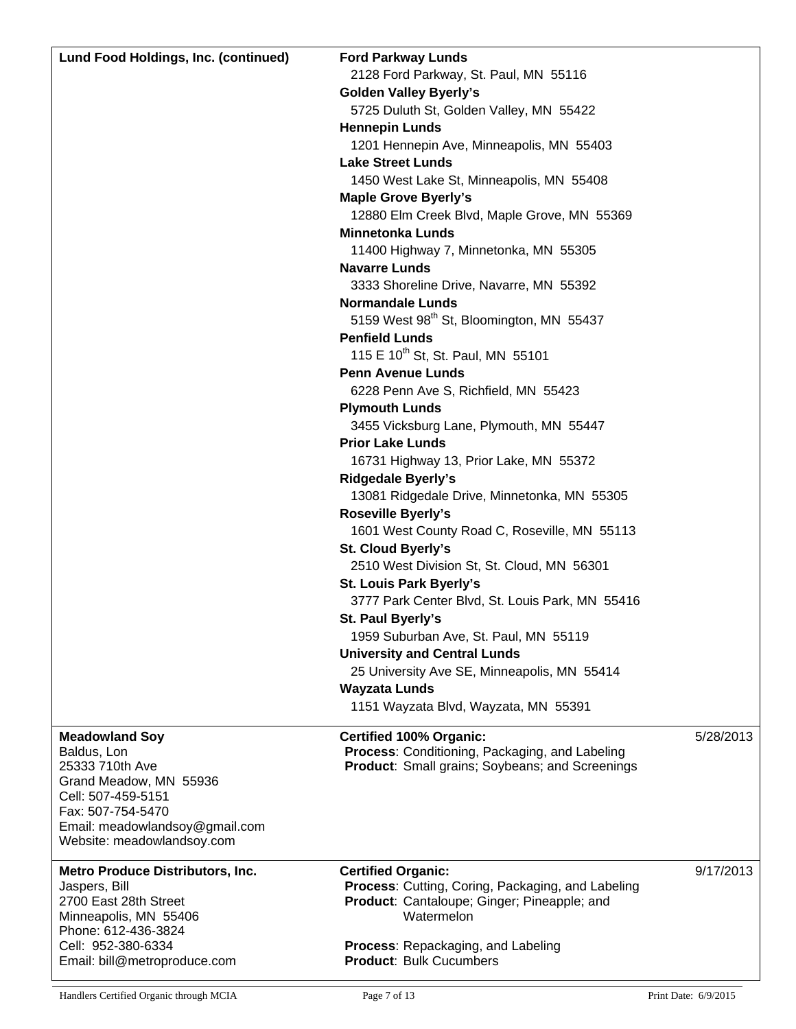| | | |
|---|---|---|
| **Lund Food Holdings, Inc. (continued)** | **Ford Parkway Lunds**<br>2128 Ford Parkway, St. Paul, MN 55116<br>**Golden Valley Byerly's**<br>5725 Duluth St, Golden Valley, MN 55422<br>**Hennepin Lunds**<br>1201 Hennepin Ave, Minneapolis, MN 55403<br>**Lake Street Lunds**<br>1450 West Lake St, Minneapolis, MN 55408<br>**Maple Grove Byerly's**<br>12880 Elm Creek Blvd, Maple Grove, MN 55369<br>**Minnetonka Lunds**<br>11400 Highway 7, Minnetonka, MN 55305<br>**Navarre Lunds**<br>3333 Shoreline Drive, Navarre, MN 55392<br>**Normandale Lunds**<br>5159 West 98th St, Bloomington, MN 55437<br>**Penfield Lunds**<br>115 E 10th St, St. Paul, MN 55101<br>**Penn Avenue Lunds**<br>6228 Penn Ave S, Richfield, MN 55423<br>**Plymouth Lunds**<br>3455 Vicksburg Lane, Plymouth, MN 55447<br>**Prior Lake Lunds**<br>16731 Highway 13, Prior Lake, MN 55372<br>**Ridgedale Byerly's**<br>13081 Ridgedale Drive, Minnetonka, MN 55305<br>**Roseville Byerly's**<br>1601 West County Road C, Roseville, MN 55113<br>**St. Cloud Byerly's**<br>2510 West Division St, St. Cloud, MN 56301<br>**St. Louis Park Byerly's**<br>3777 Park Center Blvd, St. Louis Park, MN 55416<br>**St. Paul Byerly's**<br>1959 Suburban Ave, St. Paul, MN 55119<br>**University and Central Lunds**<br>25 University Ave SE, Minneapolis, MN 55414<br>**Wayzata Lunds**<br>1151 Wayzata Blvd, Wayzata, MN 55391 | |
| **Meadowland Soy**<br>Baldus, Lon<br>25333 710th Ave<br>Grand Meadow, MN 55936<br>Cell: 507-459-5151<br>Fax: 507-754-5470<br>Email: meadowlandsoy@gmail.com<br>Website: meadowlandsoy.com | **Certified 100% Organic:**<br>**Process**: Conditioning, Packaging, and Labeling<br>**Product**: Small grains; Soybeans; and Screenings | 5/28/2013 |
| **Metro Produce Distributors, Inc.**<br>Jaspers, Bill<br>2700 East 28th Street<br>Minneapolis, MN 55406<br>Phone: 612-436-3824<br>Cell: 952-380-6334<br>Email: bill@metroproduce.com | **Certified Organic:**<br>**Process**: Cutting, Coring, Packaging, and Labeling<br>**Product**: Cantaloupe; Ginger; Pineapple; and Watermelon<br><br>**Process**: Repackaging, and Labeling<br>**Product**: Bulk Cucumbers | 9/17/2013 |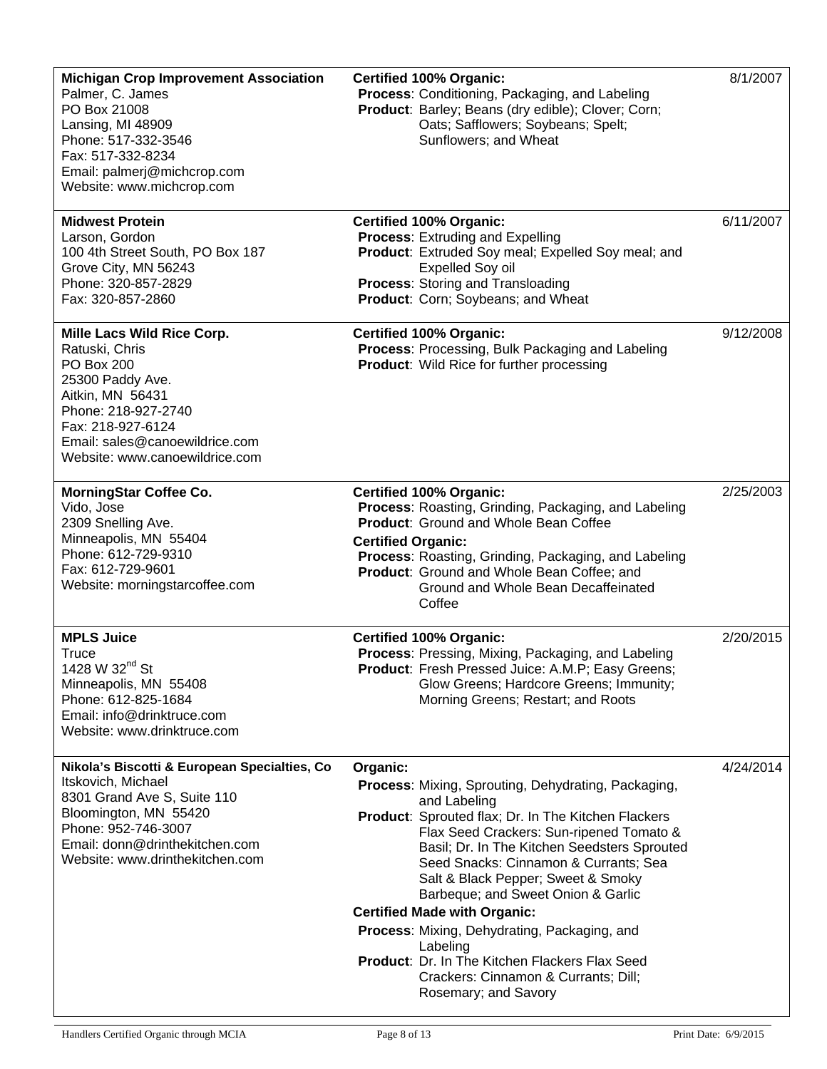| | | |
|---|---|---|
| **Michigan Crop Improvement Association**<br>Palmer, C. James<br>PO Box 21008<br>Lansing, MI 48909<br>Phone: 517-332-3546<br>Fax: 517-332-8234<br>Email: palmerj@michcrop.com<br>Website: www.michcrop.com | **Certified 100% Organic:**<br>**Process**: Conditioning, Packaging, and Labeling<br>**Product**: Barley; Beans (dry edible); Clover; Corn; Oats; Safflowers; Soybeans; Spelt; Sunflowers; and Wheat | 8/1/2007 |
| **Midwest Protein**<br>Larson, Gordon<br>100 4th Street South, PO Box 187<br>Grove City, MN 56243<br>Phone: 320-857-2829<br>Fax: 320-857-2860 | **Certified 100% Organic:**<br>**Process**: Extruding and Expelling<br>**Product**: Extruded Soy meal; Expelled Soy meal; and Expelled Soy oil<br>**Process**: Storing and Transloading<br>**Product**: Corn; Soybeans; and Wheat | 6/11/2007 |
| **Mille Lacs Wild Rice Corp.**<br>Ratuski, Chris<br>PO Box 200<br>25300 Paddy Ave.<br>Aitkin, MN 56431<br>Phone: 218-927-2740<br>Fax: 218-927-6124<br>Email: sales@canoewildrice.com<br>Website: www.canoewildrice.com | **Certified 100% Organic:**<br>**Process**: Processing, Bulk Packaging and Labeling<br>**Product**: Wild Rice for further processing | 9/12/2008 |
| **MorningStar Coffee Co.**<br>Vido, Jose<br>2309 Snelling Ave.<br>Minneapolis, MN 55404<br>Phone: 612-729-9310<br>Fax: 612-729-9601<br>Website: morningstarcoffee.com | **Certified 100% Organic:**<br>**Process**: Roasting, Grinding, Packaging, and Labeling<br>**Product**: Ground and Whole Bean Coffee<br>**Certified Organic:**<br>**Process**: Roasting, Grinding, Packaging, and Labeling<br>**Product**: Ground and Whole Bean Coffee; and Ground and Whole Bean Decaffeinated Coffee | 2/25/2003 |
| **MPLS Juice**<br>Truce<br>1428 W 32nd St<br>Minneapolis, MN 55408<br>Phone: 612-825-1684<br>Email: info@drinktruce.com<br>Website: www.drinktruce.com | **Certified 100% Organic:**<br>**Process**: Pressing, Mixing, Packaging, and Labeling<br>**Product**: Fresh Pressed Juice: A.M.P; Easy Greens; Glow Greens; Hardcore Greens; Immunity; Morning Greens; Restart; and Roots | 2/20/2015 |
| **Nikola's Biscotti & European Specialties, Co**<br>Itskovich, Michael<br>8301 Grand Ave S, Suite 110<br>Bloomington, MN 55420<br>Phone: 952-746-3007<br>Email: donn@drinthekitchen.com<br>Website: www.drinthekitchen.com | **Organic:**<br>**Process**: Mixing, Sprouting, Dehydrating, Packaging, and Labeling<br>**Product**: Sprouted flax; Dr. In The Kitchen Flackers Flax Seed Crackers: Sun-ripened Tomato & Basil; Dr. In The Kitchen Seedsters Sprouted Seed Snacks: Cinnamon & Currants; Sea Salt & Black Pepper; Sweet & Smoky Barbeque; and Sweet Onion & Garlic<br>**Certified Made with Organic:**<br>**Process**: Mixing, Dehydrating, Packaging, and Labeling<br>**Product**: Dr. In The Kitchen Flackers Flax Seed Crackers: Cinnamon & Currants; Dill; Rosemary; and Savory | 4/24/2014 |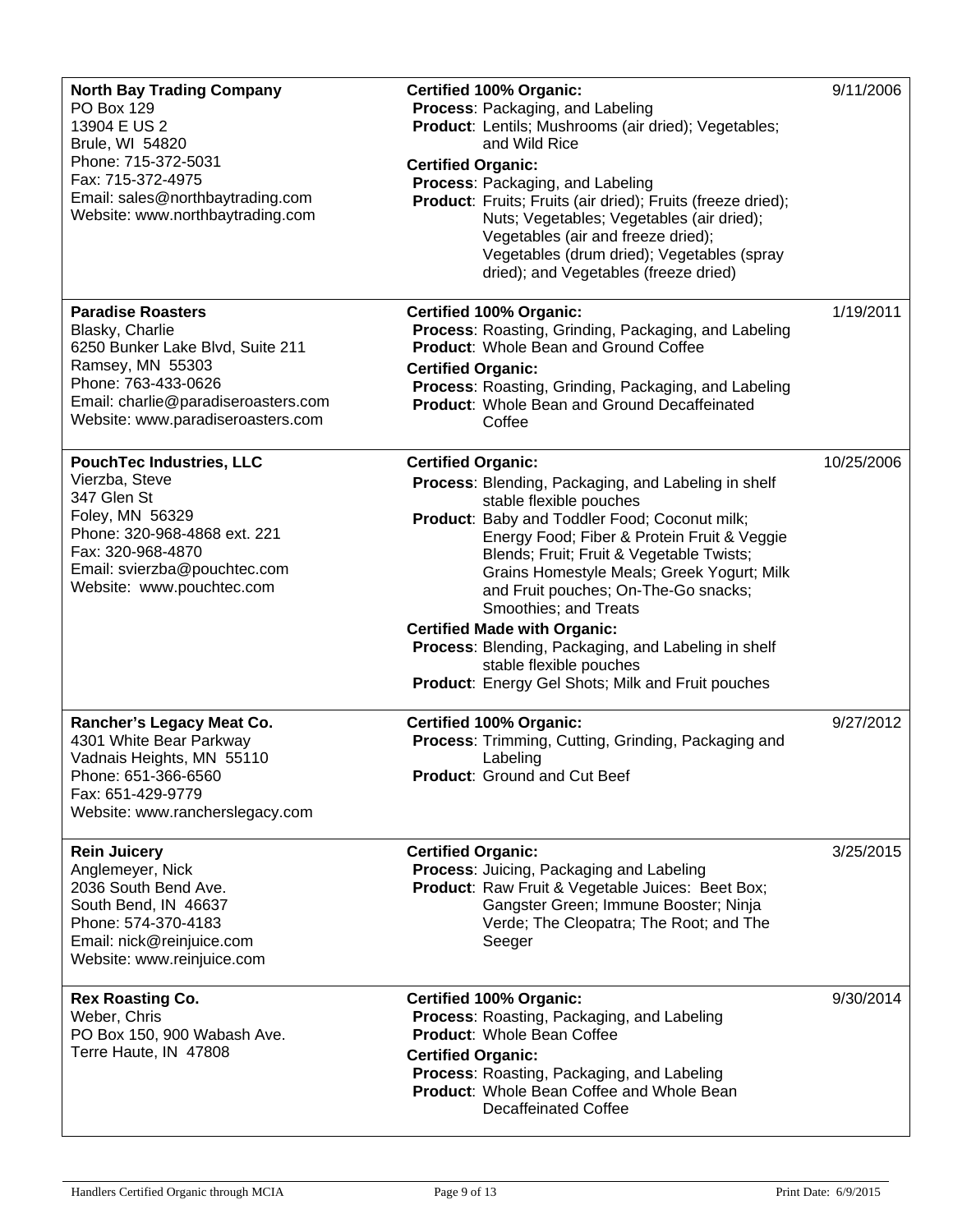| | | |
|---|---|---|
| **North Bay Trading Company**<br>PO Box 129<br>13904 E US 2<br>Brule, WI 54820<br>Phone: 715-372-5031<br>Fax: 715-372-4975<br>Email: sales@northbaytrading.com<br>Website: www.northbaytrading.com | **Certified 100% Organic:**<br>**Process**: Packaging, and Labeling<br>**Product**: Lentils; Mushrooms (air dried); Vegetables; and Wild Rice<br>**Certified Organic:**<br>**Process**: Packaging, and Labeling<br>**Product**: Fruits; Fruits (air dried); Fruits (freeze dried); Nuts; Vegetables; Vegetables (air dried); Vegetables (air and freeze dried); Vegetables (drum dried); Vegetables (spray dried); and Vegetables (freeze dried) | 9/11/2006 |
| **Paradise Roasters**<br>Blasky, Charlie<br>6250 Bunker Lake Blvd, Suite 211<br>Ramsey, MN 55303<br>Phone: 763-433-0626<br>Email: charlie@paradiseroasters.com<br>Website: www.paradiseroasters.com | **Certified 100% Organic:**<br>**Process**: Roasting, Grinding, Packaging, and Labeling<br>**Product**: Whole Bean and Ground Coffee<br>**Certified Organic:**<br>**Process**: Roasting, Grinding, Packaging, and Labeling<br>**Product**: Whole Bean and Ground Decaffeinated Coffee | 1/19/2011 |
| **PouchTec Industries, LLC**<br>Vierzba, Steve<br>347 Glen St<br>Foley, MN 56329<br>Phone: 320-968-4868 ext. 221<br>Fax: 320-968-4870<br>Email: svierzba@pouchtec.com<br>Website: www.pouchtec.com | **Certified Organic:**<br>**Process**: Blending, Packaging, and Labeling in shelf stable flexible pouches<br>**Product**: Baby and Toddler Food; Coconut milk; Energy Food; Fiber & Protein Fruit & Veggie Blends; Fruit; Fruit & Vegetable Twists; Grains Homestyle Meals; Greek Yogurt; Milk and Fruit pouches; On-The-Go snacks; Smoothies; and Treats<br>**Certified Made with Organic:**<br>**Process**: Blending, Packaging, and Labeling in shelf stable flexible pouches<br>**Product**: Energy Gel Shots; Milk and Fruit pouches | 10/25/2006 |
| **Rancher's Legacy Meat Co.**<br>4301 White Bear Parkway<br>Vadnais Heights, MN 55110<br>Phone: 651-366-6560<br>Fax: 651-429-9779<br>Website: www.rancherslegacy.com | **Certified 100% Organic:**<br>**Process**: Trimming, Cutting, Grinding, Packaging and Labeling<br>**Product**: Ground and Cut Beef | 9/27/2012 |
| **Rein Juicery**<br>Anglemeyer, Nick<br>2036 South Bend Ave.<br>South Bend, IN 46637<br>Phone: 574-370-4183<br>Email: nick@reinjuice.com<br>Website: www.reinjuice.com | **Certified Organic:**<br>**Process**: Juicing, Packaging and Labeling<br>**Product**: Raw Fruit & Vegetable Juices: Beet Box; Gangster Green; Immune Booster; Ninja Verde; The Cleopatra; The Root; and The Seeger | 3/25/2015 |
| **Rex Roasting Co.**<br>Weber, Chris<br>PO Box 150, 900 Wabash Ave.<br>Terre Haute, IN 47808 | **Certified 100% Organic:**<br>**Process**: Roasting, Packaging, and Labeling<br>**Product**: Whole Bean Coffee<br>**Certified Organic:**<br>**Process**: Roasting, Packaging, and Labeling<br>**Product**: Whole Bean Coffee and Whole Bean Decaffeinated Coffee | 9/30/2014 |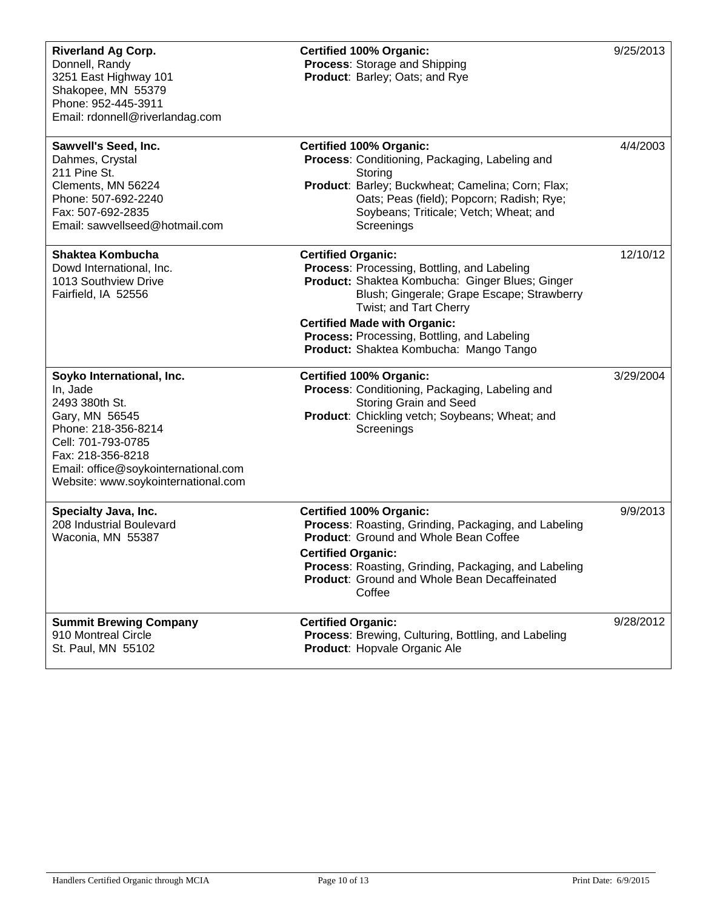| | | |
|---|---|---|
| **Riverland Ag Corp.**<br>Donnell, Randy<br>3251 East Highway 101<br>Shakopee, MN 55379<br>Phone: 952-445-3911<br>Email: rdonnell@riverlandag.com | **Certified 100% Organic:**<br>**Process**: Storage and Shipping<br>**Product**: Barley; Oats; and Rye | 9/25/2013 |
| **Sawvell's Seed, Inc.**<br>Dahmes, Crystal<br>211 Pine St.<br>Clements, MN 56224<br>Phone: 507-692-2240<br>Fax: 507-692-2835<br>Email: sawvellseed@hotmail.com | **Certified 100% Organic:**<br>**Process**: Conditioning, Packaging, Labeling and Storing<br>**Product**: Barley; Buckwheat; Camelina; Corn; Flax; Oats; Peas (field); Popcorn; Radish; Rye; Soybeans; Triticale; Vetch; Wheat; and Screenings | 4/4/2003 |
| **Shaktea Kombucha**<br>Dowd International, Inc.<br>1013 Southview Drive<br>Fairfield, IA 52556 | **Certified Organic:**<br>**Process**: Processing, Bottling, and Labeling<br>**Product:** Shaktea Kombucha: Ginger Blues; Ginger Blush; Gingerale; Grape Escape; Strawberry Twist; and Tart Cherry<br>**Certified Made with Organic:**<br>**Process:** Processing, Bottling, and Labeling<br>**Product:** Shaktea Kombucha: Mango Tango | 12/10/12 |
| **Soyko International, Inc.**<br>In, Jade<br>2493 380th St.<br>Gary, MN 56545<br>Phone: 218-356-8214<br>Cell: 701-793-0785<br>Fax: 218-356-8218<br>Email: office@soykointernational.com<br>Website: www.soykointernational.com | **Certified 100% Organic:**<br>**Process**: Conditioning, Packaging, Labeling and Storing Grain and Seed<br>**Product**: Chickling vetch; Soybeans; Wheat; and Screenings | 3/29/2004 |
| **Specialty Java, Inc.**<br>208 Industrial Boulevard<br>Waconia, MN 55387 | **Certified 100% Organic:**<br>**Process**: Roasting, Grinding, Packaging, and Labeling<br>**Product**: Ground and Whole Bean Coffee<br>**Certified Organic:**<br>**Process**: Roasting, Grinding, Packaging, and Labeling<br>**Product**: Ground and Whole Bean Decaffeinated Coffee | 9/9/2013 |
| **Summit Brewing Company**<br>910 Montreal Circle<br>St. Paul, MN 55102 | **Certified Organic:**<br>**Process**: Brewing, Culturing, Bottling, and Labeling<br>**Product**: Hopvale Organic Ale | 9/28/2012 |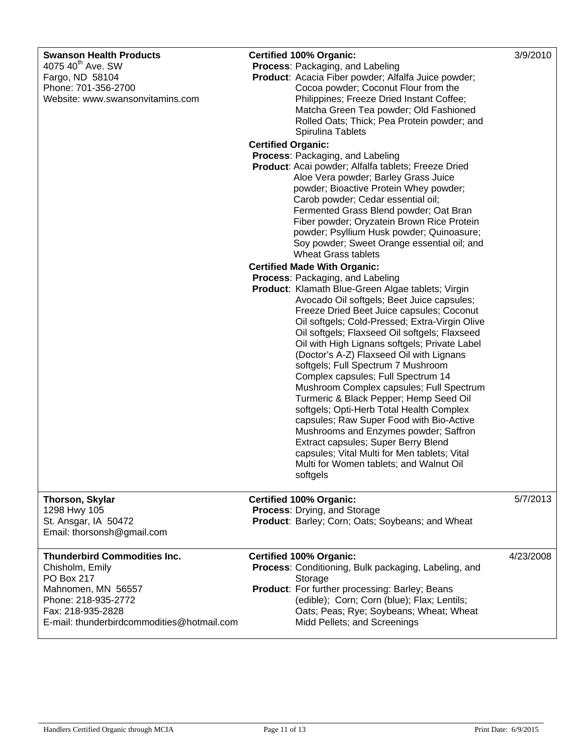| | | |
|---|---|---|
| **Swanson Health Products**<br>4075 40th Ave. SW<br>Fargo, ND 58104<br>Phone: 701-356-2700<br>Website: www.swansonvitamins.com | **Certified 100% Organic:**<br>**Process**: Packaging, and Labeling<br>**Product**: Acacia Fiber powder; Alfalfa Juice powder; Cocoa powder; Coconut Flour from the Philippines; Freeze Dried Instant Coffee; Matcha Green Tea powder; Old Fashioned Rolled Oats; Thick; Pea Protein powder; and Spirulina Tablets<br>**Certified Organic:**<br>**Process**: Packaging, and Labeling<br>**Product**: Acai powder; Alfalfa tablets; Freeze Dried Aloe Vera powder; Barley Grass Juice powder; Bioactive Protein Whey powder; Carob powder; Cedar essential oil; Fermented Grass Blend powder; Oat Bran Fiber powder; Oryzatein Brown Rice Protein powder; Psyllium Husk powder; Quinoasure; Soy powder; Sweet Orange essential oil; and Wheat Grass tablets<br>**Certified Made With Organic:**<br>**Process**: Packaging, and Labeling<br>**Product**: Klamath Blue-Green Algae tablets; Virgin Avocado Oil softgels; Beet Juice capsules; Freeze Dried Beet Juice capsules; Coconut Oil softgels; Cold-Pressed; Extra-Virgin Olive Oil softgels; Flaxseed Oil softgels; Flaxseed Oil with High Lignans softgels; Private Label (Doctor's A-Z) Flaxseed Oil with Lignans softgels; Full Spectrum 7 Mushroom Complex capsules; Full Spectrum 14 Mushroom Complex capsules; Full Spectrum Turmeric & Black Pepper; Hemp Seed Oil softgels; Opti-Herb Total Health Complex capsules; Raw Super Food with Bio-Active Mushrooms and Enzymes powder; Saffron Extract capsules; Super Berry Blend capsules; Vital Multi for Men tablets; Vital Multi for Women tablets; and Walnut Oil softgels | 3/9/2010 |
| **Thorson, Skylar**<br>1298 Hwy 105<br>St. Ansgar, IA 50472<br>Email: thorsonsh@gmail.com | **Certified 100% Organic:**<br>**Process**: Drying, and Storage<br>**Product**: Barley; Corn; Oats; Soybeans; and Wheat | 5/7/2013 |
| **Thunderbird Commodities Inc.**<br>Chisholm, Emily<br>PO Box 217<br>Mahnomen, MN 56557<br>Phone: 218-935-2772<br>Fax: 218-935-2828<br>E-mail: thunderbirdcommodities@hotmail.com | **Certified 100% Organic:**<br>**Process**: Conditioning, Bulk packaging, Labeling, and Storage<br>**Product**: For further processing: Barley; Beans (edible); Corn; Corn (blue); Flax; Lentils; Oats; Peas; Rye; Soybeans; Wheat; Wheat Midd Pellets; and Screenings | 4/23/2008 |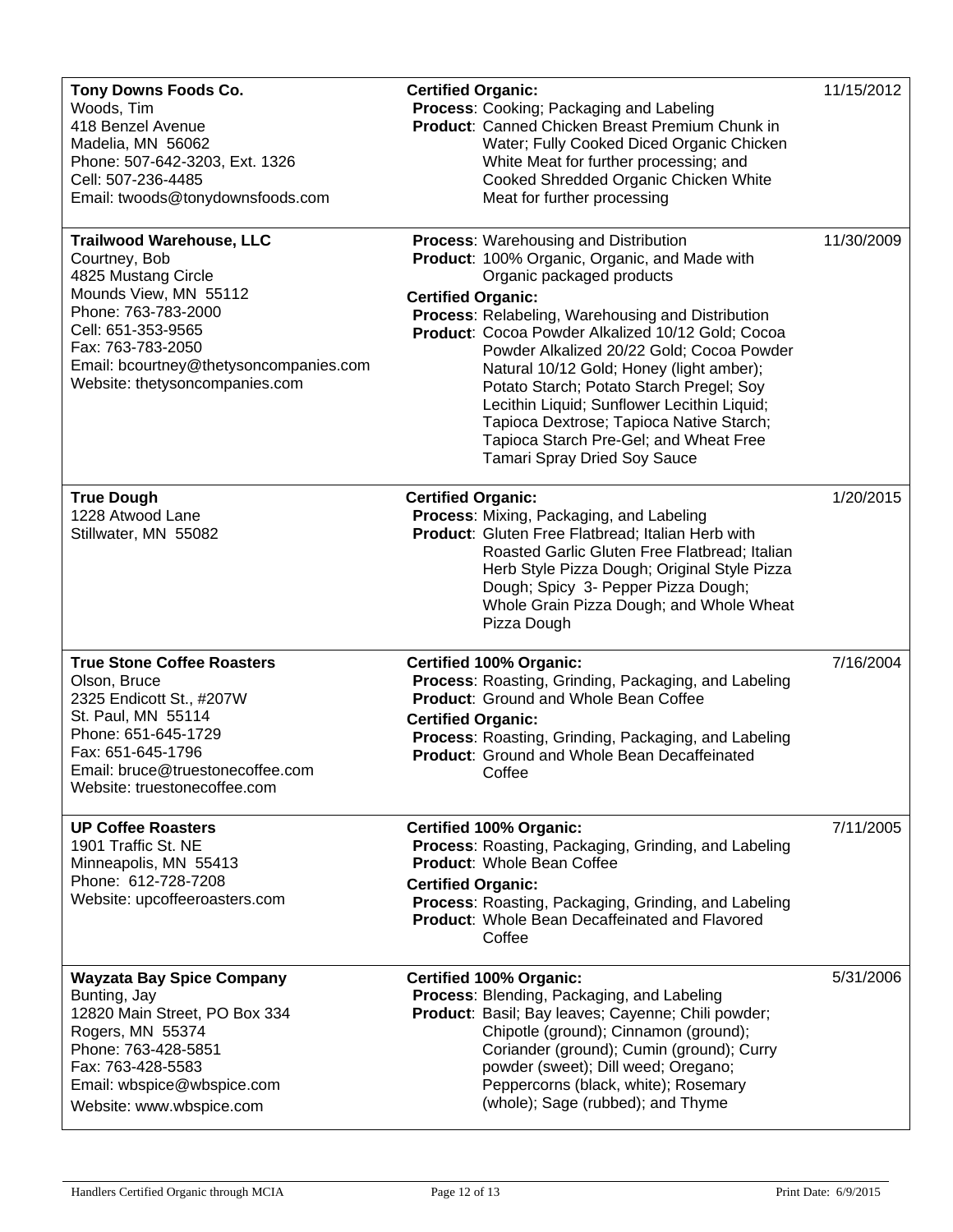| | | |
|---|---|---|
| **Tony Downs Foods Co.**<br>Woods, Tim<br>418 Benzel Avenue<br>Madelia, MN 56062<br>Phone: 507-642-3203, Ext. 1326<br>Cell: 507-236-4485<br>Email: twoods@tonydownsfoods.com | **Certified Organic:**<br>**Process**: Cooking; Packaging and Labeling<br>**Product**: Canned Chicken Breast Premium Chunk in Water; Fully Cooked Diced Organic Chicken White Meat for further processing; and Cooked Shredded Organic Chicken White Meat for further processing | 11/15/2012 |
| **Trailwood Warehouse, LLC**<br>Courtney, Bob<br>4825 Mustang Circle<br>Mounds View, MN 55112<br>Phone: 763-783-2000<br>Cell: 651-353-9565<br>Fax: 763-783-2050<br>Email: bcourtney@thetysoncompanies.com<br>Website: thetysoncompanies.com | **Process**: Warehousing and Distribution<br>**Product**: 100% Organic, Organic, and Made with Organic packaged products<br>**Certified Organic:**<br>**Process**: Relabeling, Warehousing and Distribution<br>**Product**: Cocoa Powder Alkalized 10/12 Gold; Cocoa Powder Alkalized 20/22 Gold; Cocoa Powder Natural 10/12 Gold; Honey (light amber); Potato Starch; Potato Starch Pregel; Soy Lecithin Liquid; Sunflower Lecithin Liquid; Tapioca Dextrose; Tapioca Native Starch; Tapioca Starch Pre-Gel; and Wheat Free Tamari Spray Dried Soy Sauce | 11/30/2009 |
| **True Dough**<br>1228 Atwood Lane<br>Stillwater, MN 55082 | **Certified Organic:**<br>**Process**: Mixing, Packaging, and Labeling<br>**Product**: Gluten Free Flatbread; Italian Herb with Roasted Garlic Gluten Free Flatbread; Italian Herb Style Pizza Dough; Original Style Pizza Dough; Spicy 3- Pepper Pizza Dough; Whole Grain Pizza Dough; and Whole Wheat Pizza Dough | 1/20/2015 |
| **True Stone Coffee Roasters**<br>Olson, Bruce<br>2325 Endicott St., #207W<br>St. Paul, MN 55114<br>Phone: 651-645-1729<br>Fax: 651-645-1796<br>Email: bruce@truestonecoffee.com<br>Website: truestonecoffee.com | **Certified 100% Organic:**<br>**Process**: Roasting, Grinding, Packaging, and Labeling<br>**Product**: Ground and Whole Bean Coffee<br>**Certified Organic:**<br>**Process**: Roasting, Grinding, Packaging, and Labeling<br>**Product**: Ground and Whole Bean Decaffeinated Coffee | 7/16/2004 |
| **UP Coffee Roasters**<br>1901 Traffic St. NE<br>Minneapolis, MN 55413<br>Phone: 612-728-7208<br>Website: upcoffeeroasters.com | **Certified 100% Organic:**<br>**Process**: Roasting, Packaging, Grinding, and Labeling<br>**Product**: Whole Bean Coffee<br>**Certified Organic:**<br>**Process**: Roasting, Packaging, Grinding, and Labeling<br>**Product**: Whole Bean Decaffeinated and Flavored Coffee | 7/11/2005 |
| **Wayzata Bay Spice Company**<br>Bunting, Jay<br>12820 Main Street, PO Box 334<br>Rogers, MN 55374<br>Phone: 763-428-5851<br>Fax: 763-428-5583<br>Email: wbspice@wbspice.com<br>Website: www.wbspice.com | **Certified 100% Organic:**<br>**Process**: Blending, Packaging, and Labeling<br>**Product**: Basil; Bay leaves; Cayenne; Chili powder; Chipotle (ground); Cinnamon (ground); Coriander (ground); Cumin (ground); Curry powder (sweet); Dill weed; Oregano; Peppercorns (black, white); Rosemary (whole); Sage (rubbed); and Thyme | 5/31/2006 |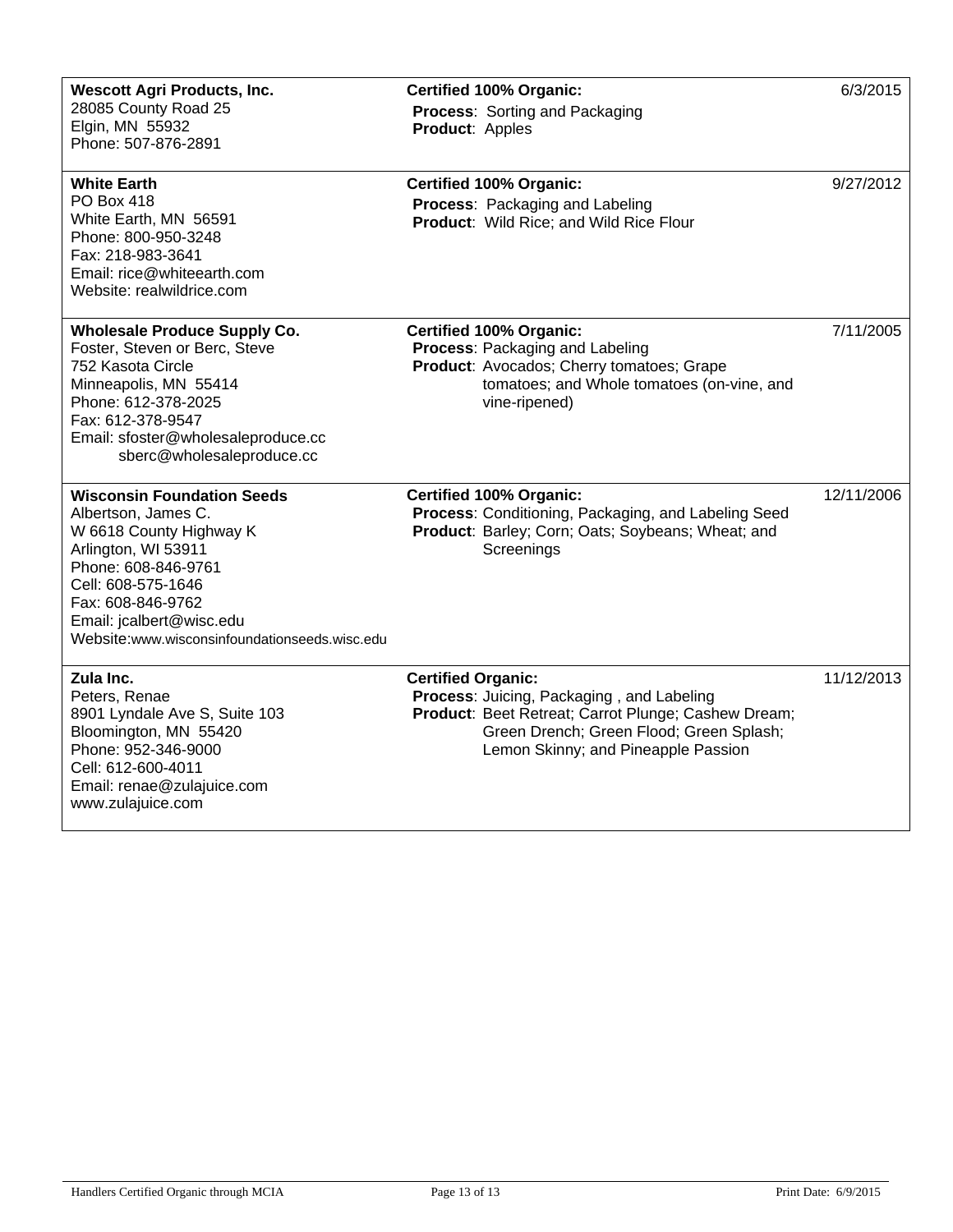| | | |
|---|---|---|
| **Wescott Agri Products, Inc.**<br>28085 County Road 25<br>Elgin, MN 55932<br>Phone: 507-876-2891 | **Certified 100% Organic:**<br>**Process**: Sorting and Packaging<br>**Product**: Apples | 6/3/2015 |
| **White Earth**<br>PO Box 418<br>White Earth, MN 56591<br>Phone: 800-950-3248<br>Fax: 218-983-3641<br>Email: rice@whiteearth.com<br>Website: realwildrice.com | **Certified 100% Organic:**<br>**Process**: Packaging and Labeling<br>**Product**: Wild Rice; and Wild Rice Flour | 9/27/2012 |
| **Wholesale Produce Supply Co.**<br>Foster, Steven or Berc, Steve<br>752 Kasota Circle<br>Minneapolis, MN 55414<br>Phone: 612-378-2025<br>Fax: 612-378-9547<br>Email: sfoster@wholesaleproduce.cc<br>sberc@wholesaleproduce.cc | **Certified 100% Organic:**<br>**Process**: Packaging and Labeling<br>**Product**: Avocados; Cherry tomatoes; Grape tomatoes; and Whole tomatoes (on-vine, and vine-ripened) | 7/11/2005 |
| **Wisconsin Foundation Seeds**<br>Albertson, James C.<br>W 6618 County Highway K<br>Arlington, WI 53911<br>Phone: 608-846-9761<br>Cell: 608-575-1646<br>Fax: 608-846-9762<br>Email: jcalbert@wisc.edu<br>Website:www.wisconsinfoundationseeds.wisc.edu | **Certified 100% Organic:**<br>**Process**: Conditioning, Packaging, and Labeling Seed<br>**Product**: Barley; Corn; Oats; Soybeans; Wheat; and Screenings | 12/11/2006 |
| **Zula Inc.**<br>Peters, Renae<br>8901 Lyndale Ave S, Suite 103<br>Bloomington, MN 55420<br>Phone: 952-346-9000<br>Cell: 612-600-4011<br>Email: renae@zulajuice.com<br>www.zulajuice.com | **Certified Organic:**<br>**Process**: Juicing, Packaging , and Labeling<br>**Product**: Beet Retreat; Carrot Plunge; Cashew Dream; Green Drench; Green Flood; Green Splash; Lemon Skinny; and Pineapple Passion | 11/12/2013 |